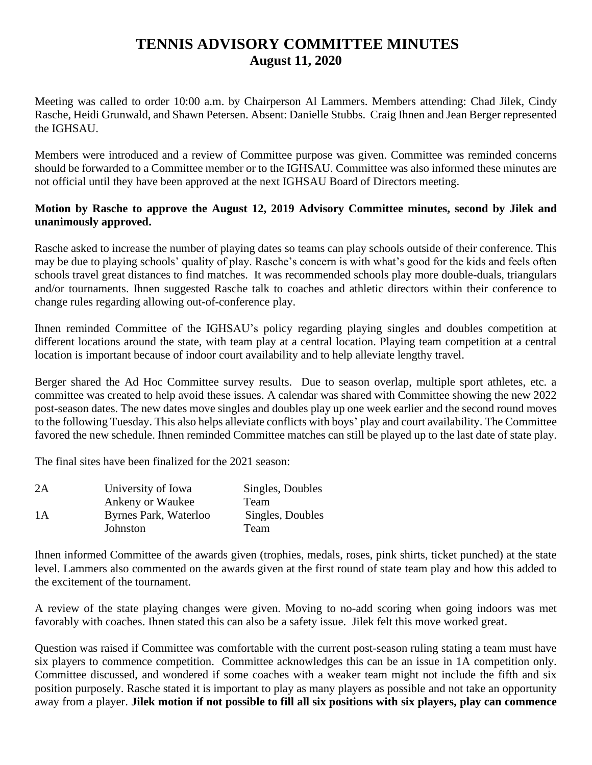# TENNIS ADVISORY COMMITTEE MINUTES
## August 11, 2020

Meeting was called to order 10:00 a.m. by Chairperson Al Lammers. Members attending: Chad Jilek, Cindy Rasche, Heidi Grunwald, and Shawn Petersen. Absent: Danielle Stubbs. Craig Ihnen and Jean Berger represented the IGHSAU.

Members were introduced and a review of Committee purpose was given. Committee was reminded concerns should be forwarded to a Committee member or to the IGHSAU. Committee was also informed these minutes are not official until they have been approved at the next IGHSAU Board of Directors meeting.

**Motion by Rasche to approve the August 12, 2019 Advisory Committee minutes, second by Jilek and unanimously approved.**

Rasche asked to increase the number of playing dates so teams can play schools outside of their conference. This may be due to playing schools' quality of play. Rasche's concern is with what's good for the kids and feels often schools travel great distances to find matches. It was recommended schools play more double-duals, triangulars and/or tournaments. Ihnen suggested Rasche talk to coaches and athletic directors within their conference to change rules regarding allowing out-of-conference play.

Ihnen reminded Committee of the IGHSAU's policy regarding playing singles and doubles competition at different locations around the state, with team play at a central location. Playing team competition at a central location is important because of indoor court availability and to help alleviate lengthy travel.

Berger shared the Ad Hoc Committee survey results. Due to season overlap, multiple sport athletes, etc. a committee was created to help avoid these issues. A calendar was shared with Committee showing the new 2022 post-season dates. The new dates move singles and doubles play up one week earlier and the second round moves to the following Tuesday. This also helps alleviate conflicts with boys' play and court availability. The Committee favored the new schedule. Ihnen reminded Committee matches can still be played up to the last date of state play.

The final sites have been finalized for the 2021 season:

| | | |
|---|---|---|
| 2A | University of Iowa | Singles, Doubles |
| | Ankeny or Waukee | Team |
| 1A | Byrnes Park, Waterloo | Singles, Doubles |
| | Johnston | Team |

Ihnen informed Committee of the awards given (trophies, medals, roses, pink shirts, ticket punched) at the state level. Lammers also commented on the awards given at the first round of state team play and how this added to the excitement of the tournament.

A review of the state playing changes were given. Moving to no-add scoring when going indoors was met favorably with coaches. Ihnen stated this can also be a safety issue. Jilek felt this move worked great.

Question was raised if Committee was comfortable with the current post-season ruling stating a team must have six players to commence competition. Committee acknowledges this can be an issue in 1A competition only. Committee discussed, and wondered if some coaches with a weaker team might not include the fifth and six position purposely. Rasche stated it is important to play as many players as possible and not take an opportunity away from a player. **Jilek motion if not possible to fill all six positions with six players, play can commence**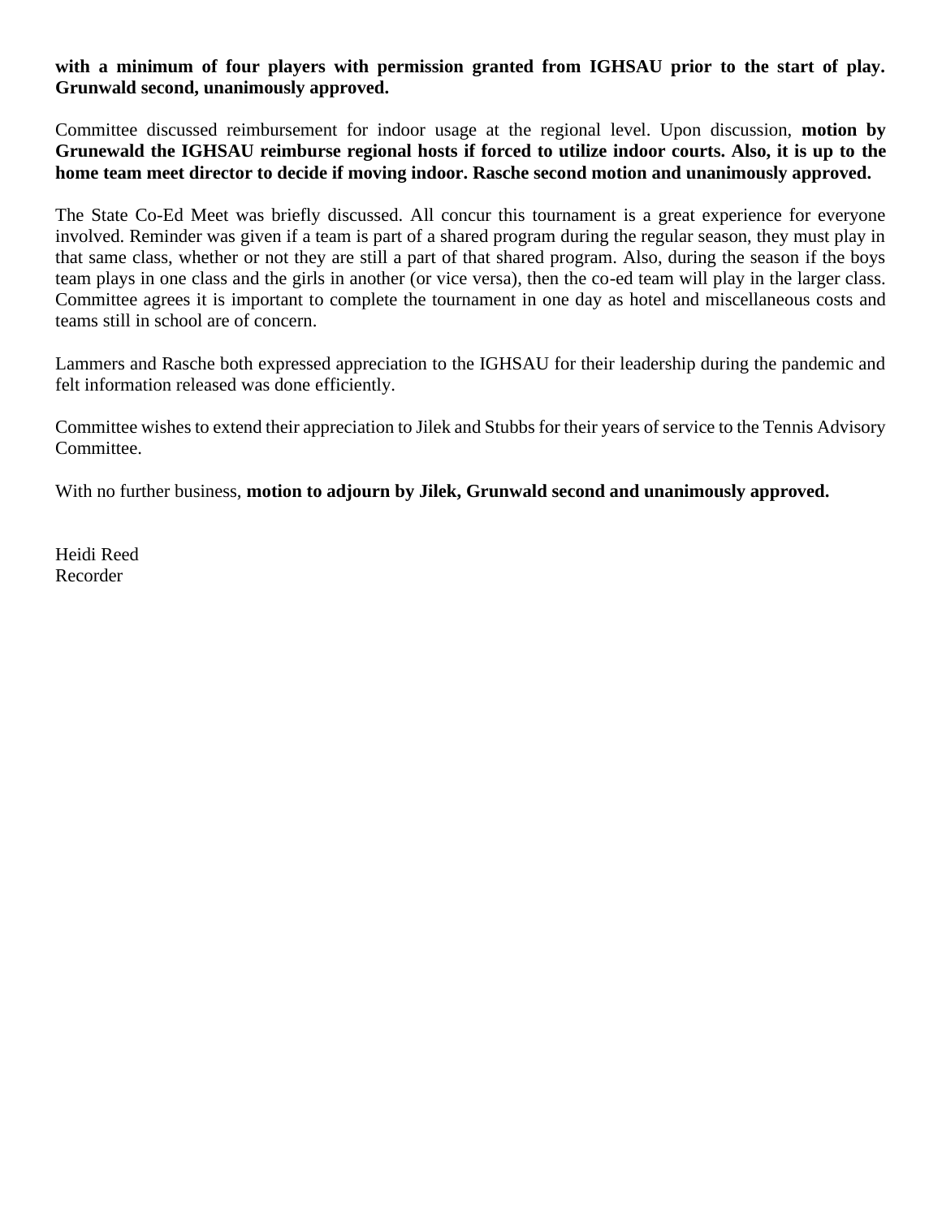**with a minimum of four players with permission granted from IGHSAU prior to the start of play. Grunwald second, unanimously approved.**

Committee discussed reimbursement for indoor usage at the regional level. Upon discussion, **motion by Grunewald the IGHSAU reimburse regional hosts if forced to utilize indoor courts. Also, it is up to the home team meet director to decide if moving indoor. Rasche second motion and unanimously approved.**

The State Co-Ed Meet was briefly discussed. All concur this tournament is a great experience for everyone involved. Reminder was given if a team is part of a shared program during the regular season, they must play in that same class, whether or not they are still a part of that shared program. Also, during the season if the boys team plays in one class and the girls in another (or vice versa), then the co-ed team will play in the larger class. Committee agrees it is important to complete the tournament in one day as hotel and miscellaneous costs and teams still in school are of concern.

Lammers and Rasche both expressed appreciation to the IGHSAU for their leadership during the pandemic and felt information released was done efficiently.

Committee wishes to extend their appreciation to Jilek and Stubbs for their years of service to the Tennis Advisory Committee.

With no further business, **motion to adjourn by Jilek, Grunwald second and unanimously approved.**

Heidi Reed
Recorder